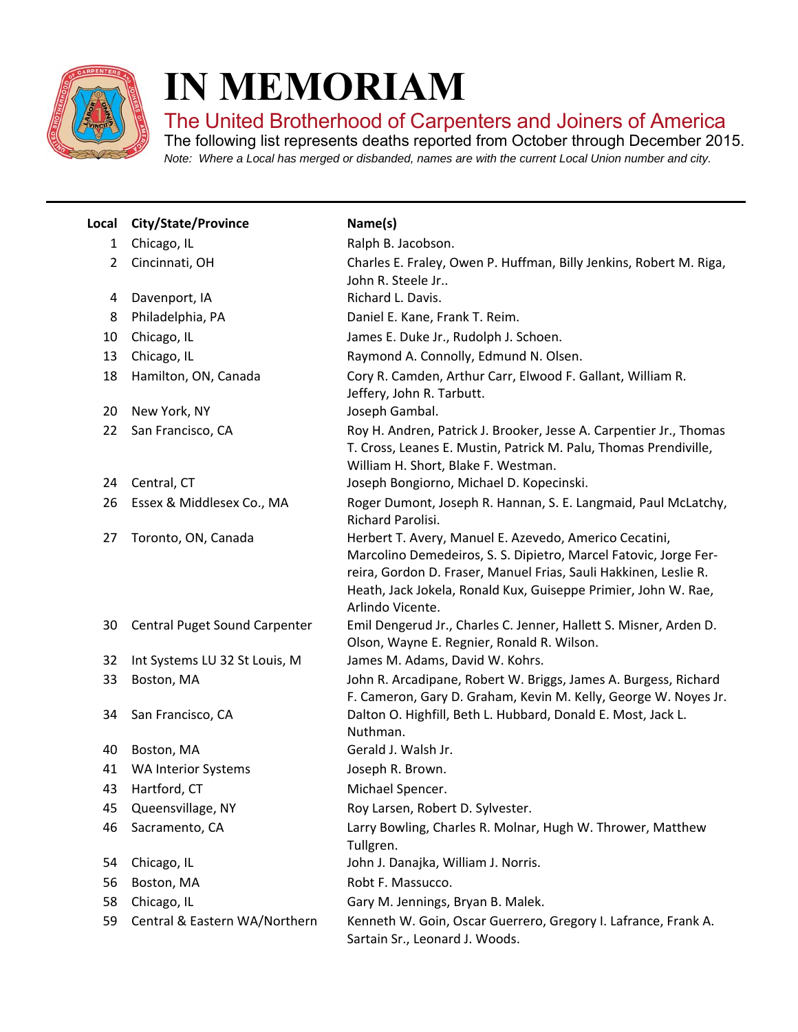# IN MEMORIAM

## The United Brotherhood of Carpenters and Joiners of America

The following list represents deaths reported from October through December 2015.

*Note: Where a Local has merged or disbanded, names are with the current Local Union number and city.*

| Local | City/State/Province | Name(s) |
|---|---|---|
| 1 | Chicago, IL | Ralph B. Jacobson. |
| 2 | Cincinnati, OH | Charles E. Fraley, Owen P. Huffman, Billy Jenkins, Robert M. Riga, John R. Steele Jr.. |
| 4 | Davenport, IA | Richard L. Davis. |
| 8 | Philadelphia, PA | Daniel E. Kane, Frank T. Reim. |
| 10 | Chicago, IL | James E. Duke Jr., Rudolph J. Schoen. |
| 13 | Chicago, IL | Raymond A. Connolly, Edmund N. Olsen. |
| 18 | Hamilton, ON, Canada | Cory R. Camden, Arthur Carr, Elwood F. Gallant, William R. Jeffery, John R. Tarbutt. |
| 20 | New York, NY | Joseph Gambal. |
| 22 | San Francisco, CA | Roy H. Andren, Patrick J. Brooker, Jesse A. Carpentier Jr., Thomas T. Cross, Leanes E. Mustin, Patrick M. Palu, Thomas Prendiville, William H. Short, Blake F. Westman. |
| 24 | Central, CT | Joseph Bongiorno, Michael D. Kopecinski. |
| 26 | Essex & Middlesex Co., MA | Roger Dumont, Joseph R. Hannan, S. E. Langmaid, Paul McLatchy, Richard Parolisi. |
| 27 | Toronto, ON, Canada | Herbert T. Avery, Manuel E. Azevedo, Americo Cecatini, Marcolino Demedeiros, S. S. Dipietro, Marcel Fatovic, Jorge Ferreira, Gordon D. Fraser, Manuel Frias, Sauli Hakkinen, Leslie R. Heath, Jack Jokela, Ronald Kux, Guiseppe Primier, John W. Rae, Arlindo Vicente. |
| 30 | Central Puget Sound Carpenter | Emil Dengerud Jr., Charles C. Jenner, Hallett S. Misner, Arden D. Olson, Wayne E. Regnier, Ronald R. Wilson. |
| 32 | Int Systems LU 32 St Louis, M | James M. Adams, David W. Kohrs. |
| 33 | Boston, MA | John R. Arcadipane, Robert W. Briggs, James A. Burgess, Richard F. Cameron, Gary D. Graham, Kevin M. Kelly, George W. Noyes Jr. |
| 34 | San Francisco, CA | Dalton O. Highfill, Beth L. Hubbard, Donald E. Most, Jack L. Nuthman. |
| 40 | Boston, MA | Gerald J. Walsh Jr. |
| 41 | WA Interior Systems | Joseph R. Brown. |
| 43 | Hartford, CT | Michael Spencer. |
| 45 | Queensvillage, NY | Roy Larsen, Robert D. Sylvester. |
| 46 | Sacramento, CA | Larry Bowling, Charles R. Molnar, Hugh W. Thrower, Matthew Tullgren. |
| 54 | Chicago, IL | John J. Danajka, William J. Norris. |
| 56 | Boston, MA | Robt F. Massucco. |
| 58 | Chicago, IL | Gary M. Jennings, Bryan B. Malek. |
| 59 | Central & Eastern WA/Northern | Kenneth W. Goin, Oscar Guerrero, Gregory I. Lafrance, Frank A. Sartain Sr., Leonard J. Woods. |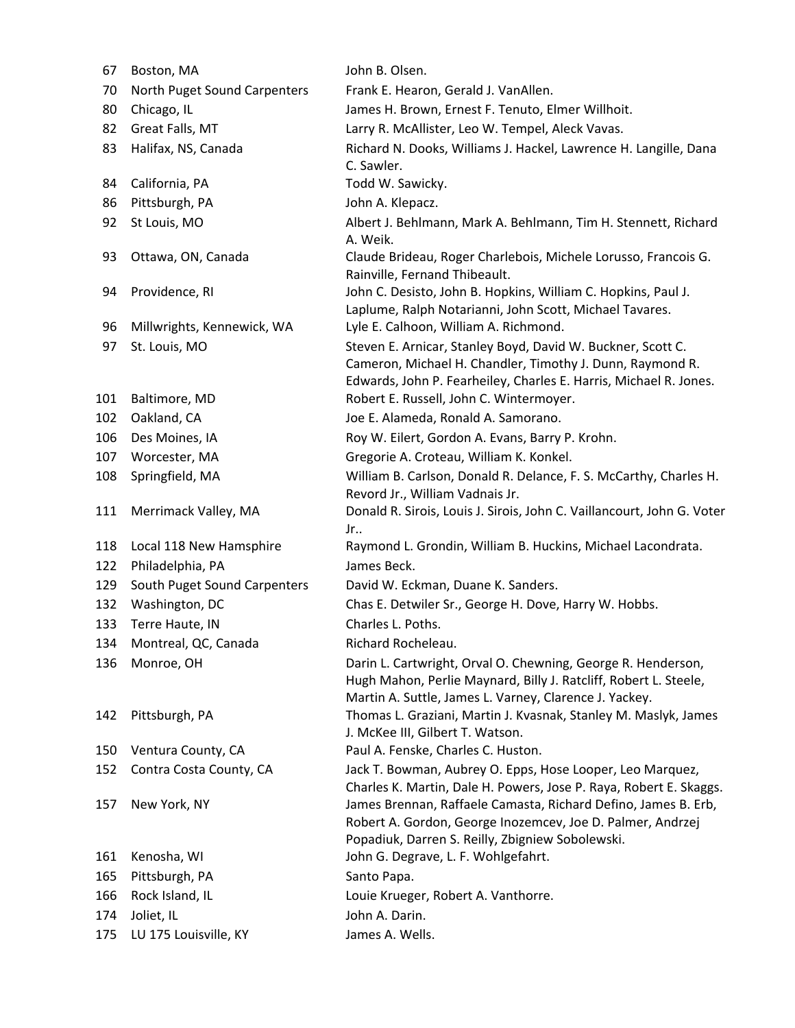| | | |
|---|---|---|
| 67 | Boston, MA | John B. Olsen. |
| 70 | North Puget Sound Carpenters | Frank E. Hearon, Gerald J. VanAllen. |
| 80 | Chicago, IL | James H. Brown, Ernest F. Tenuto, Elmer Willhoit. |
| 82 | Great Falls, MT | Larry R. McAllister, Leo W. Tempel, Aleck Vavas. |
| 83 | Halifax, NS, Canada | Richard N. Dooks, Williams J. Hackel, Lawrence H. Langille, Dana C. Sawler. |
| 84 | California, PA | Todd W. Sawicky. |
| 86 | Pittsburgh, PA | John A. Klepacz. |
| 92 | St Louis, MO | Albert J. Behlmann, Mark A. Behlmann, Tim H. Stennett, Richard A. Weik. |
| 93 | Ottawa, ON, Canada | Claude Brideau, Roger Charlebois, Michele Lorusso, Francois G. Rainville, Fernand Thibeault. |
| 94 | Providence, RI | John C. Desisto, John B. Hopkins, William C. Hopkins, Paul J. Laplume, Ralph Notarianni, John Scott, Michael Tavares. |
| 96 | Millwrights, Kennewick, WA | Lyle E. Calhoon, William A. Richmond. |
| 97 | St. Louis, MO | Steven E. Arnicar, Stanley Boyd, David W. Buckner, Scott C. Cameron, Michael H. Chandler, Timothy J. Dunn, Raymond R. Edwards, John P. Fearheiley, Charles E. Harris, Michael R. Jones. |
| 101 | Baltimore, MD | Robert E. Russell, John C. Wintermoyer. |
| 102 | Oakland, CA | Joe E. Alameda, Ronald A. Samorano. |
| 106 | Des Moines, IA | Roy W. Eilert, Gordon A. Evans, Barry P. Krohn. |
| 107 | Worcester, MA | Gregorie A. Croteau, William K. Konkel. |
| 108 | Springfield, MA | William B. Carlson, Donald R. Delance, F. S. McCarthy, Charles H. Revord Jr., William Vadnais Jr. |
| 111 | Merrimack Valley, MA | Donald R. Sirois, Louis J. Sirois, John C. Vaillancourt, John G. Voter Jr.. |
| 118 | Local 118 New Hamsphire | Raymond L. Grondin, William B. Huckins, Michael Lacondrata. |
| 122 | Philadelphia, PA | James Beck. |
| 129 | South Puget Sound Carpenters | David W. Eckman, Duane K. Sanders. |
| 132 | Washington, DC | Chas E. Detwiler Sr., George H. Dove, Harry W. Hobbs. |
| 133 | Terre Haute, IN | Charles L. Poths. |
| 134 | Montreal, QC, Canada | Richard Rocheleau. |
| 136 | Monroe, OH | Darin L. Cartwright, Orval O. Chewning, George R. Henderson, Hugh Mahon, Perlie Maynard, Billy J. Ratcliff, Robert L. Steele, Martin A. Suttle, James L. Varney, Clarence J. Yackey. |
| 142 | Pittsburgh, PA | Thomas L. Graziani, Martin J. Kvasnak, Stanley M. Maslyk, James J. McKee III, Gilbert T. Watson. |
| 150 | Ventura County, CA | Paul A. Fenske, Charles C. Huston. |
| 152 | Contra Costa County, CA | Jack T. Bowman, Aubrey O. Epps, Hose Looper, Leo Marquez, Charles K. Martin, Dale H. Powers, Jose P. Raya, Robert E. Skaggs. |
| 157 | New York, NY | James Brennan, Raffaele Camasta, Richard Defino, James B. Erb, Robert A. Gordon, George Inozemcev, Joe D. Palmer, Andrzej Popadiuk, Darren S. Reilly, Zbigniew Sobolewski. |
| 161 | Kenosha, WI | John G. Degrave, L. F. Wohlgefahrt. |
| 165 | Pittsburgh, PA | Santo Papa. |
| 166 | Rock Island, IL | Louie Krueger, Robert A. Vanthorre. |
| 174 | Joliet, IL | John A. Darin. |
| 175 | LU 175 Louisville, KY | James A. Wells. |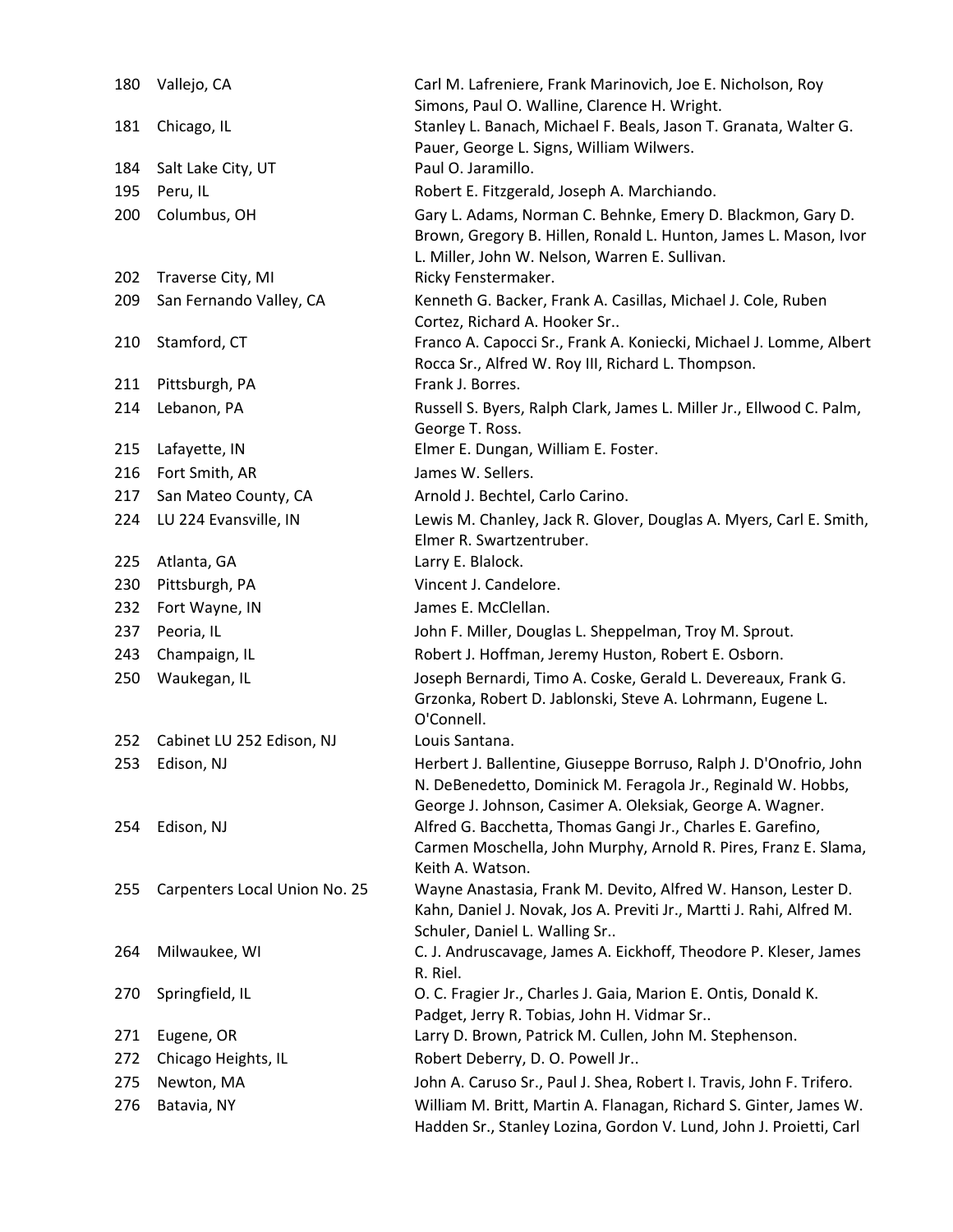| | | |
|---|---|---|
| 180 | Vallejo, CA | Carl M. Lafreniere, Frank Marinovich, Joe E. Nicholson, Roy Simons, Paul O. Walline, Clarence H. Wright. |
| 181 | Chicago, IL | Stanley L. Banach, Michael F. Beals, Jason T. Granata, Walter G. Pauer, George L. Signs, William Wilwers. |
| 184 | Salt Lake City, UT | Paul O. Jaramillo. |
| 195 | Peru, IL | Robert E. Fitzgerald, Joseph A. Marchiando. |
| 200 | Columbus, OH | Gary L. Adams, Norman C. Behnke, Emery D. Blackmon, Gary D. Brown, Gregory B. Hillen, Ronald L. Hunton, James L. Mason, Ivor L. Miller, John W. Nelson, Warren E. Sullivan. |
| 202 | Traverse City, MI | Ricky Fenstermaker. |
| 209 | San Fernando Valley, CA | Kenneth G. Backer, Frank A. Casillas, Michael J. Cole, Ruben Cortez, Richard A. Hooker Sr.. |
| 210 | Stamford, CT | Franco A. Capocci Sr., Frank A. Koniecki, Michael J. Lomme, Albert Rocca Sr., Alfred W. Roy III, Richard L. Thompson. |
| 211 | Pittsburgh, PA | Frank J. Borres. |
| 214 | Lebanon, PA | Russell S. Byers, Ralph Clark, James L. Miller Jr., Ellwood C. Palm, George T. Ross. |
| 215 | Lafayette, IN | Elmer E. Dungan, William E. Foster. |
| 216 | Fort Smith, AR | James W. Sellers. |
| 217 | San Mateo County, CA | Arnold J. Bechtel, Carlo Carino. |
| 224 | LU 224 Evansville, IN | Lewis M. Chanley, Jack R. Glover, Douglas A. Myers, Carl E. Smith, Elmer R. Swartzentruber. |
| 225 | Atlanta, GA | Larry E. Blalock. |
| 230 | Pittsburgh, PA | Vincent J. Candelore. |
| 232 | Fort Wayne, IN | James E. McClellan. |
| 237 | Peoria, IL | John F. Miller, Douglas L. Sheppelman, Troy M. Sprout. |
| 243 | Champaign, IL | Robert J. Hoffman, Jeremy Huston, Robert E. Osborn. |
| 250 | Waukegan, IL | Joseph Bernardi, Timo A. Coske, Gerald L. Devereaux, Frank G. Grzonka, Robert D. Jablonski, Steve A. Lohrmann, Eugene L. O'Connell. |
| 252 | Cabinet LU 252 Edison, NJ | Louis Santana. |
| 253 | Edison, NJ | Herbert J. Ballentine, Giuseppe Borruso, Ralph J. D'Onofrio, John N. DeBenedetto, Dominick M. Feragola Jr., Reginald W. Hobbs, George J. Johnson, Casimer A. Oleksiak, George A. Wagner. |
| 254 | Edison, NJ | Alfred G. Bacchetta, Thomas Gangi Jr., Charles E. Garefino, Carmen Moschella, John Murphy, Arnold R. Pires, Franz E. Slama, Keith A. Watson. |
| 255 | Carpenters Local Union No. 25 | Wayne Anastasia, Frank M. Devito, Alfred W. Hanson, Lester D. Kahn, Daniel J. Novak, Jos A. Previti Jr., Martti J. Rahi, Alfred M. Schuler, Daniel L. Walling Sr.. |
| 264 | Milwaukee, WI | C. J. Andruscavage, James A. Eickhoff, Theodore P. Kleser, James R. Riel. |
| 270 | Springfield, IL | O. C. Fragier Jr., Charles J. Gaia, Marion E. Ontis, Donald K. Padget, Jerry R. Tobias, John H. Vidmar Sr.. |
| 271 | Eugene, OR | Larry D. Brown, Patrick M. Cullen, John M. Stephenson. |
| 272 | Chicago Heights, IL | Robert Deberry, D. O. Powell Jr.. |
| 275 | Newton, MA | John A. Caruso Sr., Paul J. Shea, Robert I. Travis, John F. Trifero. |
| 276 | Batavia, NY | William M. Britt, Martin A. Flanagan, Richard S. Ginter, James W. Hadden Sr., Stanley Lozina, Gordon V. Lund, John J. Proietti, Carl |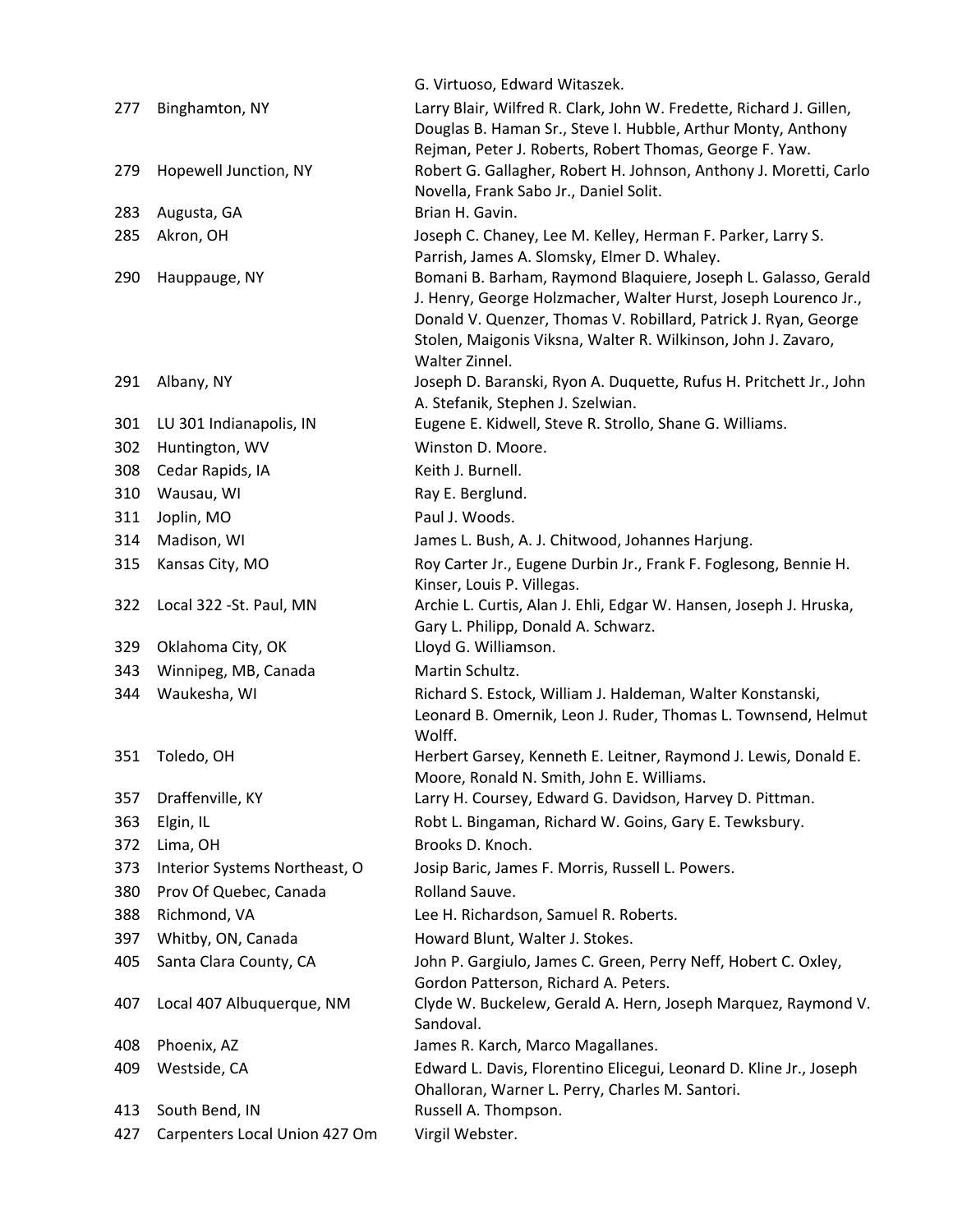| | | G. Virtuoso, Edward Witaszek. |
|---|---|---|
| 277 | Binghamton, NY | Larry Blair, Wilfred R. Clark, John W. Fredette, Richard J. Gillen, Douglas B. Haman Sr., Steve I. Hubble, Arthur Monty, Anthony Rejman, Peter J. Roberts, Robert Thomas, George F. Yaw. |
| 279 | Hopewell Junction, NY | Robert G. Gallagher, Robert H. Johnson, Anthony J. Moretti, Carlo Novella, Frank Sabo Jr., Daniel Solit. |
| 283 | Augusta, GA | Brian H. Gavin. |
| 285 | Akron, OH | Joseph C. Chaney, Lee M. Kelley, Herman F. Parker, Larry S. Parrish, James A. Slomsky, Elmer D. Whaley. |
| 290 | Hauppauge, NY | Bomani B. Barham, Raymond Blaquiere, Joseph L. Galasso, Gerald J. Henry, George Holzmacher, Walter Hurst, Joseph Lourenco Jr., Donald V. Quenzer, Thomas V. Robillard, Patrick J. Ryan, George Stolen, Maigonis Viksna, Walter R. Wilkinson, John J. Zavaro, Walter Zinnel. |
| 291 | Albany, NY | Joseph D. Baranski, Ryon A. Duquette, Rufus H. Pritchett Jr., John A. Stefanik, Stephen J. Szelwian. |
| 301 | LU 301 Indianapolis, IN | Eugene E. Kidwell, Steve R. Strollo, Shane G. Williams. |
| 302 | Huntington, WV | Winston D. Moore. |
| 308 | Cedar Rapids, IA | Keith J. Burnell. |
| 310 | Wausau, WI | Ray E. Berglund. |
| 311 | Joplin, MO | Paul J. Woods. |
| 314 | Madison, WI | James L. Bush, A. J. Chitwood, Johannes Harjung. |
| 315 | Kansas City, MO | Roy Carter Jr., Eugene Durbin Jr., Frank F. Foglesong, Bennie H. Kinser, Louis P. Villegas. |
| 322 | Local 322 -St. Paul, MN | Archie L. Curtis, Alan J. Ehli, Edgar W. Hansen, Joseph J. Hruska, Gary L. Philipp, Donald A. Schwarz. |
| 329 | Oklahoma City, OK | Lloyd G. Williamson. |
| 343 | Winnipeg, MB, Canada | Martin Schultz. |
| 344 | Waukesha, WI | Richard S. Estock, William J. Haldeman, Walter Konstanski, Leonard B. Omernik, Leon J. Ruder, Thomas L. Townsend, Helmut Wolff. |
| 351 | Toledo, OH | Herbert Garsey, Kenneth E. Leitner, Raymond J. Lewis, Donald E. Moore, Ronald N. Smith, John E. Williams. |
| 357 | Draffenville, KY | Larry H. Coursey, Edward G. Davidson, Harvey D. Pittman. |
| 363 | Elgin, IL | Robt L. Bingaman, Richard W. Goins, Gary E. Tewksbury. |
| 372 | Lima, OH | Brooks D. Knoch. |
| 373 | Interior Systems Northeast, O | Josip Baric, James F. Morris, Russell L. Powers. |
| 380 | Prov Of Quebec, Canada | Rolland Sauve. |
| 388 | Richmond, VA | Lee H. Richardson, Samuel R. Roberts. |
| 397 | Whitby, ON, Canada | Howard Blunt, Walter J. Stokes. |
| 405 | Santa Clara County, CA | John P. Gargiulo, James C. Green, Perry Neff, Hobert C. Oxley, Gordon Patterson, Richard A. Peters. |
| 407 | Local 407 Albuquerque, NM | Clyde W. Buckelew, Gerald A. Hern, Joseph Marquez, Raymond V. Sandoval. |
| 408 | Phoenix, AZ | James R. Karch, Marco Magallanes. |
| 409 | Westside, CA | Edward L. Davis, Florentino Elicegui, Leonard D. Kline Jr., Joseph Ohalloran, Warner L. Perry, Charles M. Santori. |
| 413 | South Bend, IN | Russell A. Thompson. |
| 427 | Carpenters Local Union 427 Om | Virgil Webster. |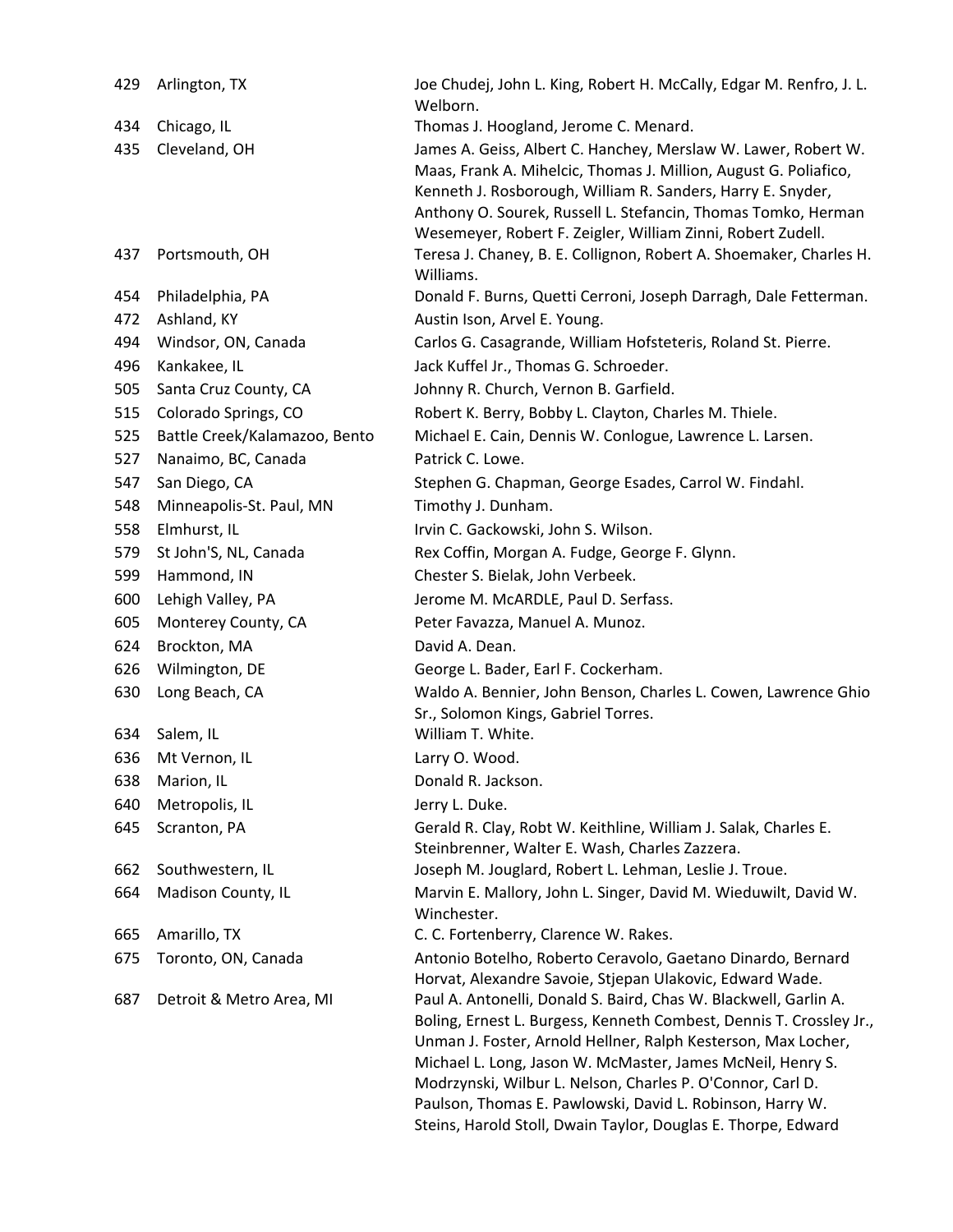| | | |
|---|---|---|
| 429 | Arlington, TX | Joe Chudej, John L. King, Robert H. McCally, Edgar M. Renfro, J. L. Welborn. |
| 434 | Chicago, IL | Thomas J. Hoogland, Jerome C. Menard. |
| 435 | Cleveland, OH | James A. Geiss, Albert C. Hanchey, Merslaw W. Lawer, Robert W. Maas, Frank A. Mihelcic, Thomas J. Million, August G. Poliafico, Kenneth J. Rosborough, William R. Sanders, Harry E. Snyder, Anthony O. Sourek, Russell L. Stefancin, Thomas Tomko, Herman Wesemeyer, Robert F. Zeigler, William Zinni, Robert Zudell. |
| 437 | Portsmouth, OH | Teresa J. Chaney, B. E. Collignon, Robert A. Shoemaker, Charles H. Williams. |
| 454 | Philadelphia, PA | Donald F. Burns, Quetti Cerroni, Joseph Darragh, Dale Fetterman. |
| 472 | Ashland, KY | Austin Ison, Arvel E. Young. |
| 494 | Windsor, ON, Canada | Carlos G. Casagrande, William Hofsteteris, Roland St. Pierre. |
| 496 | Kankakee, IL | Jack Kuffel Jr., Thomas G. Schroeder. |
| 505 | Santa Cruz County, CA | Johnny R. Church, Vernon B. Garfield. |
| 515 | Colorado Springs, CO | Robert K. Berry, Bobby L. Clayton, Charles M. Thiele. |
| 525 | Battle Creek/Kalamazoo, Bento | Michael E. Cain, Dennis W. Conlogue, Lawrence L. Larsen. |
| 527 | Nanaimo, BC, Canada | Patrick C. Lowe. |
| 547 | San Diego, CA | Stephen G. Chapman, George Esades, Carrol W. Findahl. |
| 548 | Minneapolis-St. Paul, MN | Timothy J. Dunham. |
| 558 | Elmhurst, IL | Irvin C. Gackowski, John S. Wilson. |
| 579 | St John'S, NL, Canada | Rex Coffin, Morgan A. Fudge, George F. Glynn. |
| 599 | Hammond, IN | Chester S. Bielak, John Verbeek. |
| 600 | Lehigh Valley, PA | Jerome M. McARDLE, Paul D. Serfass. |
| 605 | Monterey County, CA | Peter Favazza, Manuel A. Munoz. |
| 624 | Brockton, MA | David A. Dean. |
| 626 | Wilmington, DE | George L. Bader, Earl F. Cockerham. |
| 630 | Long Beach, CA | Waldo A. Bennier, John Benson, Charles L. Cowen, Lawrence Ghio Sr., Solomon Kings, Gabriel Torres. |
| 634 | Salem, IL | William T. White. |
| 636 | Mt Vernon, IL | Larry O. Wood. |
| 638 | Marion, IL | Donald R. Jackson. |
| 640 | Metropolis, IL | Jerry L. Duke. |
| 645 | Scranton, PA | Gerald R. Clay, Robt W. Keithline, William J. Salak, Charles E. Steinbrenner, Walter E. Wash, Charles Zazzera. |
| 662 | Southwestern, IL | Joseph M. Jouglard, Robert L. Lehman, Leslie J. Troue. |
| 664 | Madison County, IL | Marvin E. Mallory, John L. Singer, David M. Wieduwilt, David W. Winchester. |
| 665 | Amarillo, TX | C. C. Fortenberry, Clarence W. Rakes. |
| 675 | Toronto, ON, Canada | Antonio Botelho, Roberto Ceravolo, Gaetano Dinardo, Bernard Horvat, Alexandre Savoie, Stjepan Ulakovic, Edward Wade. |
| 687 | Detroit & Metro Area, MI | Paul A. Antonelli, Donald S. Baird, Chas W. Blackwell, Garlin A. Boling, Ernest L. Burgess, Kenneth Combest, Dennis T. Crossley Jr., Unman J. Foster, Arnold Hellner, Ralph Kesterson, Max Locher, Michael L. Long, Jason W. McMaster, James McNeil, Henry S. Modrzynski, Wilbur L. Nelson, Charles P. O'Connor, Carl D. Paulson, Thomas E. Pawlowski, David L. Robinson, Harry W. Steins, Harold Stoll, Dwain Taylor, Douglas E. Thorpe, Edward |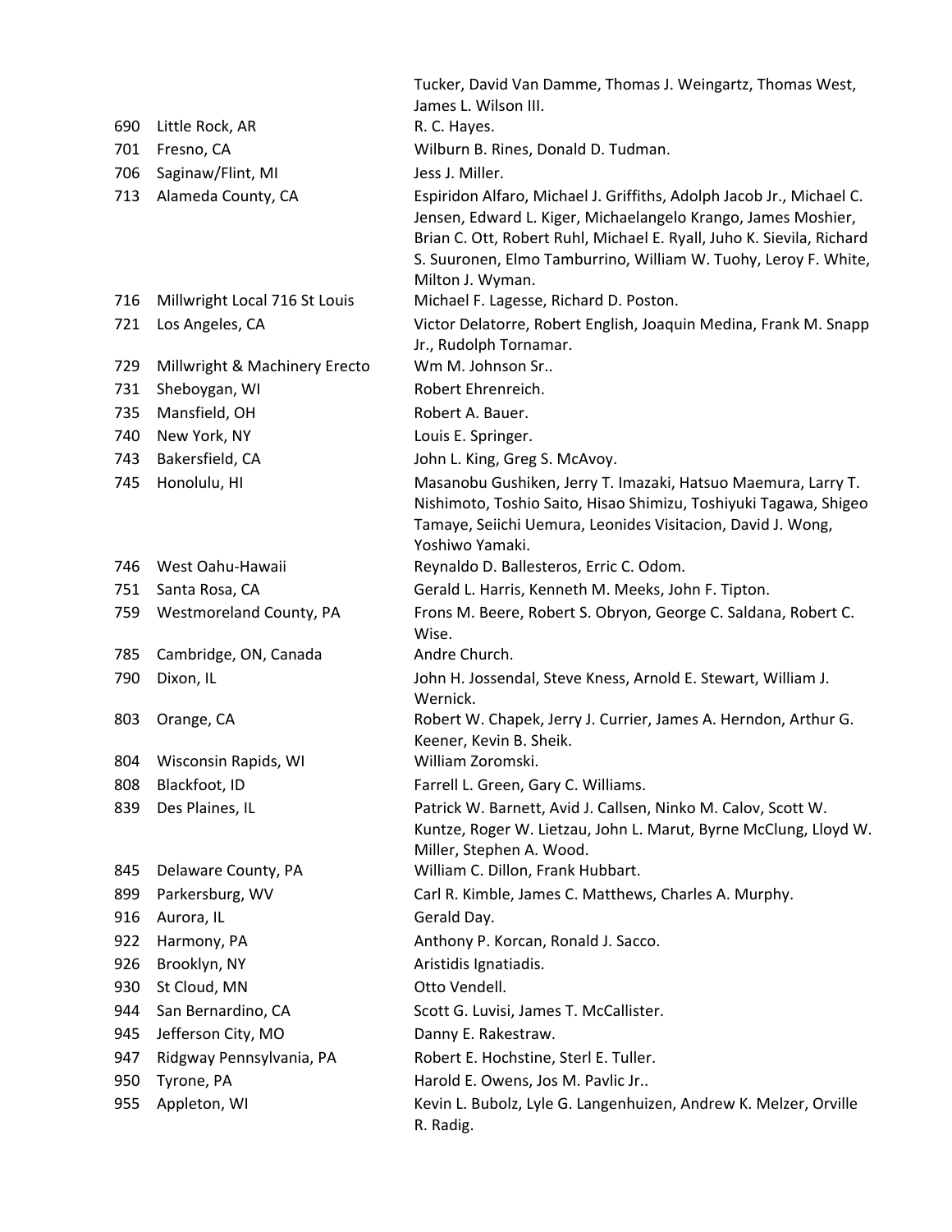| | | |
|---|---|---|
| | | Tucker, David Van Damme, Thomas J. Weingartz, Thomas West, James L. Wilson III. |
| 690 | Little Rock, AR | R. C. Hayes. |
| 701 | Fresno, CA | Wilburn B. Rines, Donald D. Tudman. |
| 706 | Saginaw/Flint, MI | Jess J. Miller. |
| 713 | Alameda County, CA | Espiridon Alfaro, Michael J. Griffiths, Adolph Jacob Jr., Michael C. Jensen, Edward L. Kiger, Michaelangelo Krango, James Moshier, Brian C. Ott, Robert Ruhl, Michael E. Ryall, Juho K. Sievila, Richard S. Suuronen, Elmo Tamburrino, William W. Tuohy, Leroy F. White, Milton J. Wyman. |
| 716 | Millwright Local 716 St Louis | Michael F. Lagesse, Richard D. Poston. |
| 721 | Los Angeles, CA | Victor Delatorre, Robert English, Joaquin Medina, Frank M. Snapp Jr., Rudolph Tornamar. |
| 729 | Millwright & Machinery Erecto | Wm M. Johnson Sr.. |
| 731 | Sheboygan, WI | Robert Ehrenreich. |
| 735 | Mansfield, OH | Robert A. Bauer. |
| 740 | New York, NY | Louis E. Springer. |
| 743 | Bakersfield, CA | John L. King, Greg S. McAvoy. |
| 745 | Honolulu, HI | Masanobu Gushiken, Jerry T. Imazaki, Hatsuo Maemura, Larry T. Nishimoto, Toshio Saito, Hisao Shimizu, Toshiyuki Tagawa, Shigeo Tamaye, Seiichi Uemura, Leonides Visitacion, David J. Wong, Yoshiwo Yamaki. |
| 746 | West Oahu-Hawaii | Reynaldo D. Ballesteros, Erric C. Odom. |
| 751 | Santa Rosa, CA | Gerald L. Harris, Kenneth M. Meeks, John F. Tipton. |
| 759 | Westmoreland County, PA | Frons M. Beere, Robert S. Obryon, George C. Saldana, Robert C. Wise. |
| 785 | Cambridge, ON, Canada | Andre Church. |
| 790 | Dixon, IL | John H. Jossendal, Steve Kness, Arnold E. Stewart, William J. Wernick. |
| 803 | Orange, CA | Robert W. Chapek, Jerry J. Currier, James A. Herndon, Arthur G. Keener, Kevin B. Sheik. |
| 804 | Wisconsin Rapids, WI | William Zoromski. |
| 808 | Blackfoot, ID | Farrell L. Green, Gary C. Williams. |
| 839 | Des Plaines, IL | Patrick W. Barnett, Avid J. Callsen, Ninko M. Calov, Scott W. Kuntze, Roger W. Lietzau, John L. Marut, Byrne McClung, Lloyd W. Miller, Stephen A. Wood. |
| 845 | Delaware County, PA | William C. Dillon, Frank Hubbart. |
| 899 | Parkersburg, WV | Carl R. Kimble, James C. Matthews, Charles A. Murphy. |
| 916 | Aurora, IL | Gerald Day. |
| 922 | Harmony, PA | Anthony P. Korcan, Ronald J. Sacco. |
| 926 | Brooklyn, NY | Aristidis Ignatiadis. |
| 930 | St Cloud, MN | Otto Vendell. |
| 944 | San Bernardino, CA | Scott G. Luvisi, James T. McCallister. |
| 945 | Jefferson City, MO | Danny E. Rakestraw. |
| 947 | Ridgway Pennsylvania, PA | Robert E. Hochstine, Sterl E. Tuller. |
| 950 | Tyrone, PA | Harold E. Owens, Jos M. Pavlic Jr.. |
| 955 | Appleton, WI | Kevin L. Bubolz, Lyle G. Langenhuizen, Andrew K. Melzer, Orville R. Radig. |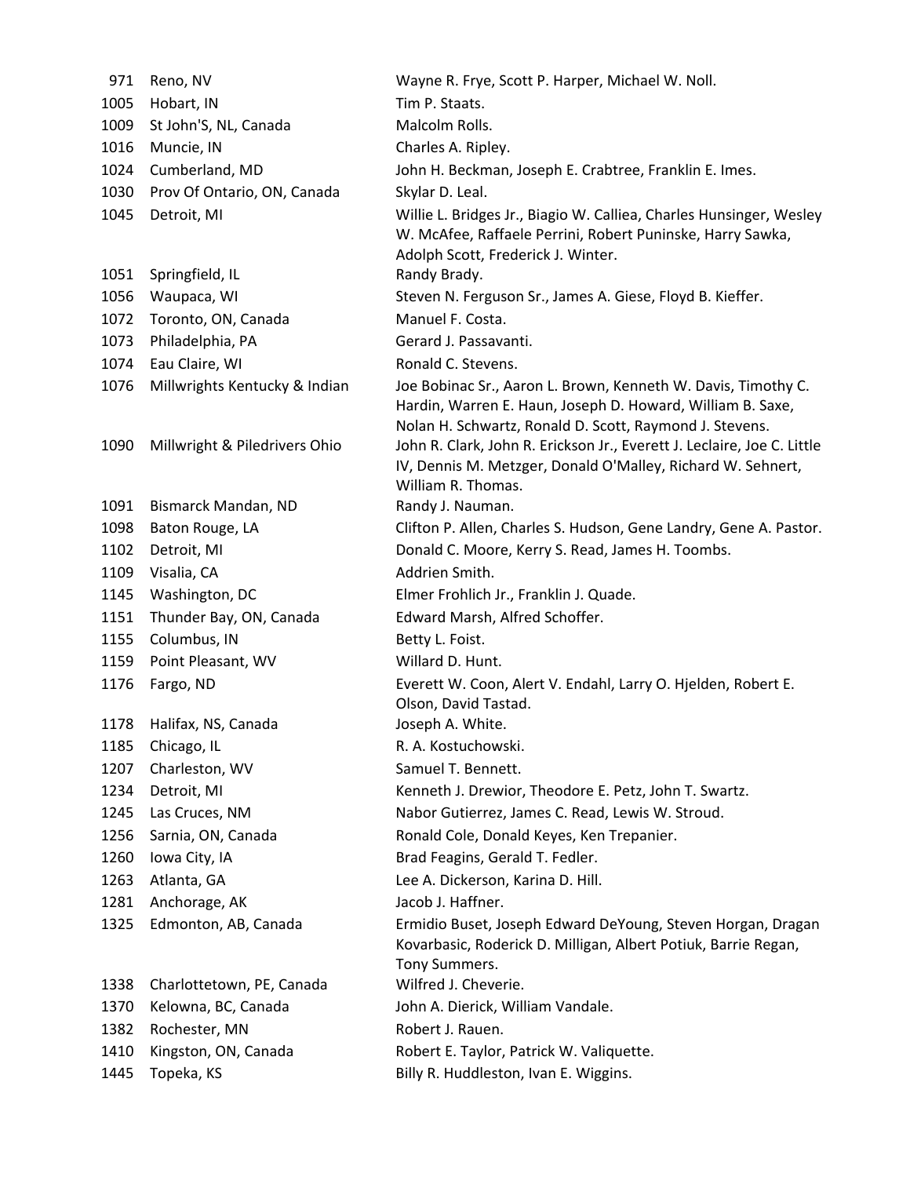| | | |
|---|---|---|
| 971 | Reno, NV | Wayne R. Frye, Scott P. Harper, Michael W. Noll. |
| 1005 | Hobart, IN | Tim P. Staats. |
| 1009 | St John'S, NL, Canada | Malcolm Rolls. |
| 1016 | Muncie, IN | Charles A. Ripley. |
| 1024 | Cumberland, MD | John H. Beckman, Joseph E. Crabtree, Franklin E. Imes. |
| 1030 | Prov Of Ontario, ON, Canada | Skylar D. Leal. |
| 1045 | Detroit, MI | Willie L. Bridges Jr., Biagio W. Calliea, Charles Hunsinger, Wesley W. McAfee, Raffaele Perrini, Robert Puninske, Harry Sawka, Adolph Scott, Frederick J. Winter. |
| 1051 | Springfield, IL | Randy Brady. |
| 1056 | Waupaca, WI | Steven N. Ferguson Sr., James A. Giese, Floyd B. Kieffer. |
| 1072 | Toronto, ON, Canada | Manuel F. Costa. |
| 1073 | Philadelphia, PA | Gerard J. Passavanti. |
| 1074 | Eau Claire, WI | Ronald C. Stevens. |
| 1076 | Millwrights Kentucky & Indian | Joe Bobinac Sr., Aaron L. Brown, Kenneth W. Davis, Timothy C. Hardin, Warren E. Haun, Joseph D. Howard, William B. Saxe, Nolan H. Schwartz, Ronald D. Scott, Raymond J. Stevens. |
| 1090 | Millwright & Piledrivers Ohio | John R. Clark, John R. Erickson Jr., Everett J. Leclaire, Joe C. Little IV, Dennis M. Metzger, Donald O'Malley, Richard W. Sehnert, William R. Thomas. |
| 1091 | Bismarck Mandan, ND | Randy J. Nauman. |
| 1098 | Baton Rouge, LA | Clifton P. Allen, Charles S. Hudson, Gene Landry, Gene A. Pastor. |
| 1102 | Detroit, MI | Donald C. Moore, Kerry S. Read, James H. Toombs. |
| 1109 | Visalia, CA | Addrien Smith. |
| 1145 | Washington, DC | Elmer Frohlich Jr., Franklin J. Quade. |
| 1151 | Thunder Bay, ON, Canada | Edward Marsh, Alfred Schoffer. |
| 1155 | Columbus, IN | Betty L. Foist. |
| 1159 | Point Pleasant, WV | Willard D. Hunt. |
| 1176 | Fargo, ND | Everett W. Coon, Alert V. Endahl, Larry O. Hjelden, Robert E. Olson, David Tastad. |
| 1178 | Halifax, NS, Canada | Joseph A. White. |
| 1185 | Chicago, IL | R. A. Kostuchowski. |
| 1207 | Charleston, WV | Samuel T. Bennett. |
| 1234 | Detroit, MI | Kenneth J. Drewior, Theodore E. Petz, John T. Swartz. |
| 1245 | Las Cruces, NM | Nabor Gutierrez, James C. Read, Lewis W. Stroud. |
| 1256 | Sarnia, ON, Canada | Ronald Cole, Donald Keyes, Ken Trepanier. |
| 1260 | Iowa City, IA | Brad Feagins, Gerald T. Fedler. |
| 1263 | Atlanta, GA | Lee A. Dickerson, Karina D. Hill. |
| 1281 | Anchorage, AK | Jacob J. Haffner. |
| 1325 | Edmonton, AB, Canada | Ermidio Buset, Joseph Edward DeYoung, Steven Horgan, Dragan Kovarbasic, Roderick D. Milligan, Albert Potiuk, Barrie Regan, Tony Summers. |
| 1338 | Charlottetown, PE, Canada | Wilfred J. Cheverie. |
| 1370 | Kelowna, BC, Canada | John A. Dierick, William Vandale. |
| 1382 | Rochester, MN | Robert J. Rauen. |
| 1410 | Kingston, ON, Canada | Robert E. Taylor, Patrick W. Valiquette. |
| 1445 | Topeka, KS | Billy R. Huddleston, Ivan E. Wiggins. |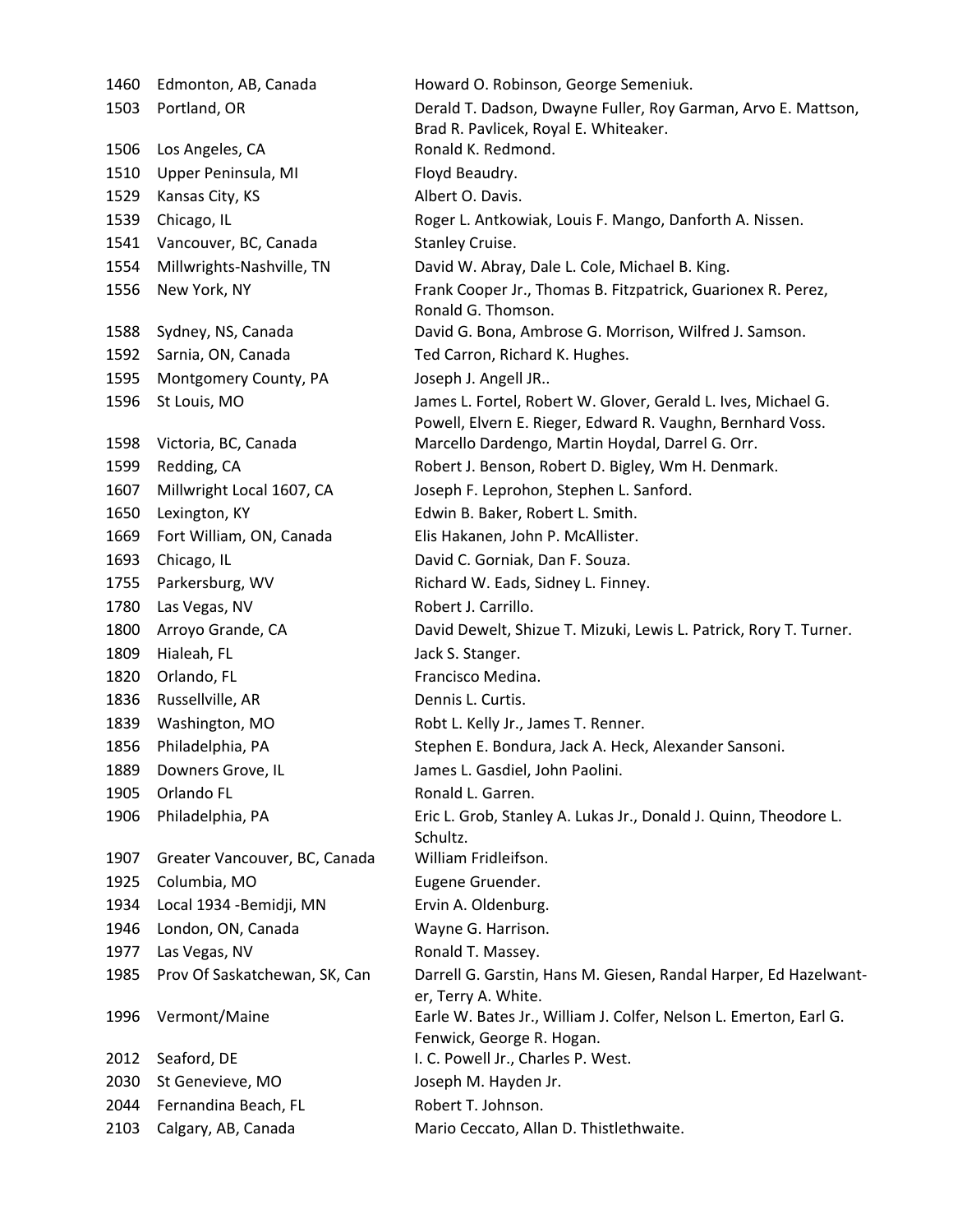| | | |
|---|---|---|
| 1460 | Edmonton, AB, Canada | Howard O. Robinson, George Semeniuk. |
| 1503 | Portland, OR | Derald T. Dadson, Dwayne Fuller, Roy Garman, Arvo E. Mattson, Brad R. Pavlicek, Royal E. Whiteaker. |
| 1506 | Los Angeles, CA | Ronald K. Redmond. |
| 1510 | Upper Peninsula, MI | Floyd Beaudry. |
| 1529 | Kansas City, KS | Albert O. Davis. |
| 1539 | Chicago, IL | Roger L. Antkowiak, Louis F. Mango, Danforth A. Nissen. |
| 1541 | Vancouver, BC, Canada | Stanley Cruise. |
| 1554 | Millwrights-Nashville, TN | David W. Abray, Dale L. Cole, Michael B. King. |
| 1556 | New York, NY | Frank Cooper Jr., Thomas B. Fitzpatrick, Guarionex R. Perez, Ronald G. Thomson. |
| 1588 | Sydney, NS, Canada | David G. Bona, Ambrose G. Morrison, Wilfred J. Samson. |
| 1592 | Sarnia, ON, Canada | Ted Carron, Richard K. Hughes. |
| 1595 | Montgomery County, PA | Joseph J. Angell JR.. |
| 1596 | St Louis, MO | James L. Fortel, Robert W. Glover, Gerald L. Ives, Michael G. Powell, Elvern E. Rieger, Edward R. Vaughn, Bernhard Voss. |
| 1598 | Victoria, BC, Canada | Marcello Dardengo, Martin Hoydal, Darrel G. Orr. |
| 1599 | Redding, CA | Robert J. Benson, Robert D. Bigley, Wm H. Denmark. |
| 1607 | Millwright Local 1607, CA | Joseph F. Leprohon, Stephen L. Sanford. |
| 1650 | Lexington, KY | Edwin B. Baker, Robert L. Smith. |
| 1669 | Fort William, ON, Canada | Elis Hakanen, John P. McAllister. |
| 1693 | Chicago, IL | David C. Gorniak, Dan F. Souza. |
| 1755 | Parkersburg, WV | Richard W. Eads, Sidney L. Finney. |
| 1780 | Las Vegas, NV | Robert J. Carrillo. |
| 1800 | Arroyo Grande, CA | David Dewelt, Shizue T. Mizuki, Lewis L. Patrick, Rory T. Turner. |
| 1809 | Hialeah, FL | Jack S. Stanger. |
| 1820 | Orlando, FL | Francisco Medina. |
| 1836 | Russellville, AR | Dennis L. Curtis. |
| 1839 | Washington, MO | Robt L. Kelly Jr., James T. Renner. |
| 1856 | Philadelphia, PA | Stephen E. Bondura, Jack A. Heck, Alexander Sansoni. |
| 1889 | Downers Grove, IL | James L. Gasdiel, John Paolini. |
| 1905 | Orlando FL | Ronald L. Garren. |
| 1906 | Philadelphia, PA | Eric L. Grob, Stanley A. Lukas Jr., Donald J. Quinn, Theodore L. Schultz. |
| 1907 | Greater Vancouver, BC, Canada | William Fridleifson. |
| 1925 | Columbia, MO | Eugene Gruender. |
| 1934 | Local 1934 -Bemidji, MN | Ervin A. Oldenburg. |
| 1946 | London, ON, Canada | Wayne G. Harrison. |
| 1977 | Las Vegas, NV | Ronald T. Massey. |
| 1985 | Prov Of Saskatchewan, SK, Can | Darrell G. Garstin, Hans M. Giesen, Randal Harper, Ed Hazelwanter, Terry A. White. |
| 1996 | Vermont/Maine | Earle W. Bates Jr., William J. Colfer, Nelson L. Emerton, Earl G. Fenwick, George R. Hogan. |
| 2012 | Seaford, DE | I. C. Powell Jr., Charles P. West. |
| 2030 | St Genevieve, MO | Joseph M. Hayden Jr. |
| 2044 | Fernandina Beach, FL | Robert T. Johnson. |
| 2103 | Calgary, AB, Canada | Mario Ceccato, Allan D. Thistlethwaite. |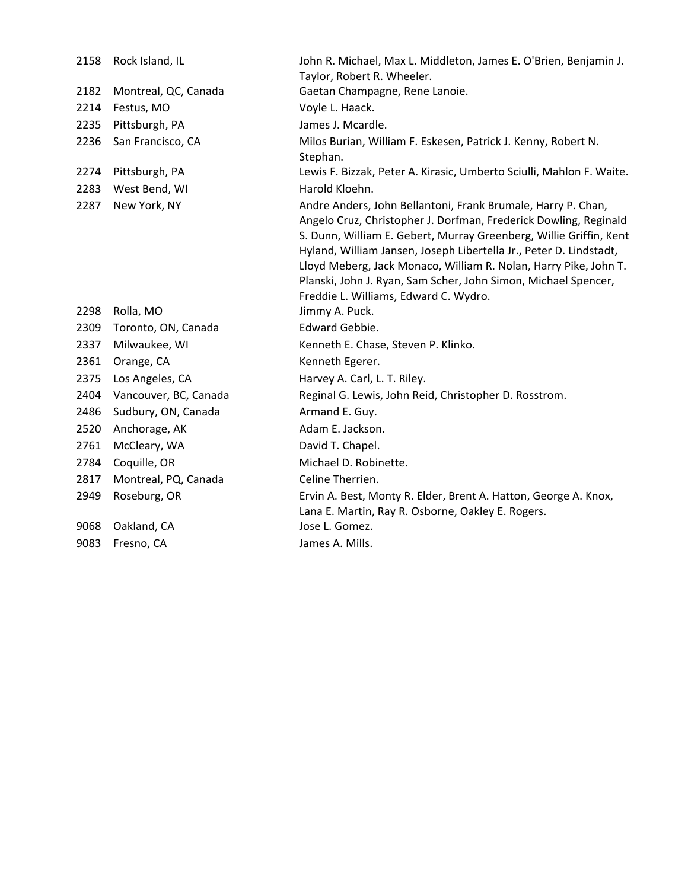| | | |
|---|---|---|
| 2158 | Rock Island, IL | John R. Michael, Max L. Middleton, James E. O'Brien, Benjamin J. Taylor, Robert R. Wheeler. |
| 2182 | Montreal, QC, Canada | Gaetan Champagne, Rene Lanoie. |
| 2214 | Festus, MO | Voyle L. Haack. |
| 2235 | Pittsburgh, PA | James J. Mcardle. |
| 2236 | San Francisco, CA | Milos Burian, William F. Eskesen, Patrick J. Kenny, Robert N. Stephan. |
| 2274 | Pittsburgh, PA | Lewis F. Bizzak, Peter A. Kirasic, Umberto Sciulli, Mahlon F. Waite. |
| 2283 | West Bend, WI | Harold Kloehn. |
| 2287 | New York, NY | Andre Anders, John Bellantoni, Frank Brumale, Harry P. Chan, Angelo Cruz, Christopher J. Dorfman, Frederick Dowling, Reginald S. Dunn, William E. Gebert, Murray Greenberg, Willie Griffin, Kent Hyland, William Jansen, Joseph Libertella Jr., Peter D. Lindstadt, Lloyd Meberg, Jack Monaco, William R. Nolan, Harry Pike, John T. Planski, John J. Ryan, Sam Scher, John Simon, Michael Spencer, Freddie L. Williams, Edward C. Wydro. |
| 2298 | Rolla, MO | Jimmy A. Puck. |
| 2309 | Toronto, ON, Canada | Edward Gebbie. |
| 2337 | Milwaukee, WI | Kenneth E. Chase, Steven P. Klinko. |
| 2361 | Orange, CA | Kenneth Egerer. |
| 2375 | Los Angeles, CA | Harvey A. Carl, L. T. Riley. |
| 2404 | Vancouver, BC, Canada | Reginal G. Lewis, John Reid, Christopher D. Rosstrom. |
| 2486 | Sudbury, ON, Canada | Armand E. Guy. |
| 2520 | Anchorage, AK | Adam E. Jackson. |
| 2761 | McCleary, WA | David T. Chapel. |
| 2784 | Coquille, OR | Michael D. Robinette. |
| 2817 | Montreal, PQ, Canada | Celine Therrien. |
| 2949 | Roseburg, OR | Ervin A. Best, Monty R. Elder, Brent A. Hatton, George A. Knox, Lana E. Martin, Ray R. Osborne, Oakley E. Rogers. |
| 9068 | Oakland, CA | Jose L. Gomez. |
| 9083 | Fresno, CA | James A. Mills. |